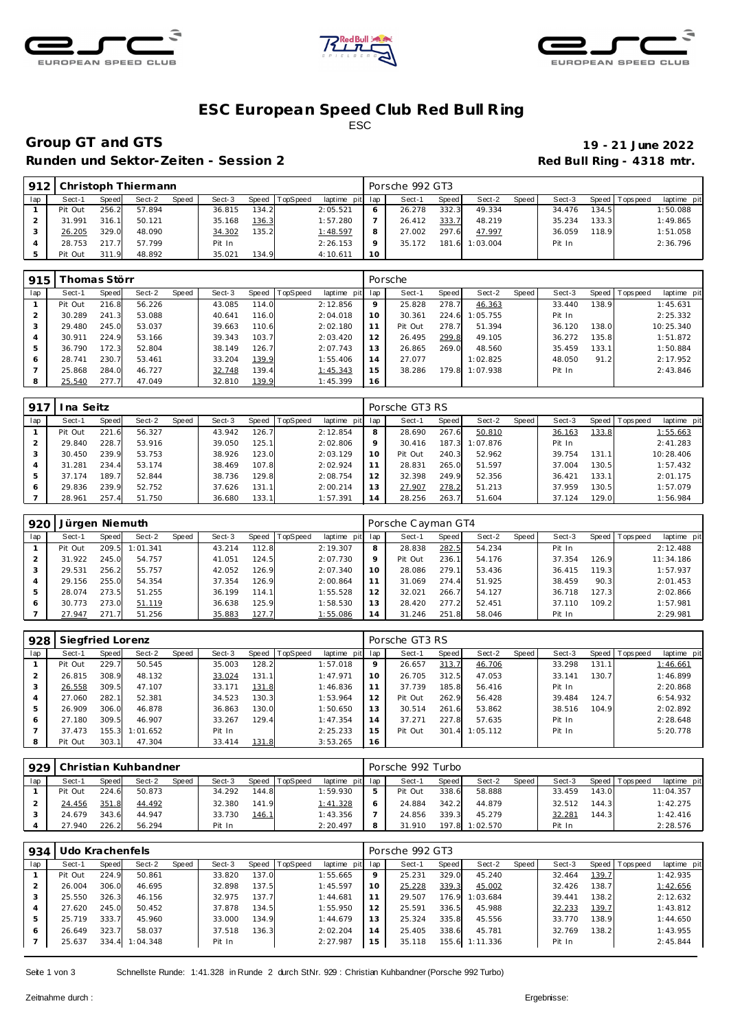# ESC European Speed Club Red Bull Ring

ESC

## Group GT and GTS

**19 - 21 June 2022**

**Runden und Sektor-Zeiten - Session 2**

**Red Bull Ring - 4318 mtr.**

| 912 | Christoph Thiermann | | | | | | | | Porsche 992 GT3 | | | | | | | | |
|---|---|---|---|---|---|---|---|---|---|---|---|---|---|---|---|---|---|
| lap | Sect-1 | Speed | Sect-2 | Speed | Sect-3 | Speed | TopSpeed | laptime pit | lap | Sect-1 | Speed | Sect-2 | Speed | Sect-3 | Speed | Topspeed | laptime pit |
| 1 | Pit Out | 256.2 | 57.894 | | 36.815 | 134.2 | | 2:05.521 | 6 | 26.278 | 332.3 | 49.334 | | 34.476 | 134.5 | | 1:50.088 |
| 2 | 31.991 | 316.1 | 50.121 | | 35.168 | 136.3 | | 1:57.280 | 7 | 26.412 | 333.7 | 48.219 | | 35.234 | 133.3 | | 1:49.865 |
| 3 | 26.205 | 329.0 | 48.090 | | 34.302 | 135.2 | | 1:48.597 | 8 | 27.002 | 297.6 | 47.997 | | 36.059 | 118.9 | | 1:51.058 |
| 4 | 28.753 | 217.7 | 57.799 | | Pit In | | | 2:26.153 | 9 | 35.172 | 181.6 | 1:03.004 | | Pit In | | | 2:36.796 |
| 5 | Pit Out | 311.9 | 48.892 | | 35.021 | 134.9 | | 4:10.611 | 10 | | | | | | | | |

| 915 | Thomas Störr | | | | | | | | Porsche | | | | | | | | |
|---|---|---|---|---|---|---|---|---|---|---|---|---|---|---|---|---|---|
| lap | Sect-1 | Speed | Sect-2 | Speed | Sect-3 | Speed | TopSpeed | laptime pit | lap | Sect-1 | Speed | Sect-2 | Speed | Sect-3 | Speed | Topspeed | laptime pit |
| 1 | Pit Out | 216.8 | 56.226 | | 43.085 | 114.0 | | 2:12.856 | 9 | 25.828 | 278.7 | 46.363 | | 33.440 | 138.9 | | 1:45.631 |
| 2 | 30.289 | 241.3 | 53.088 | | 40.641 | 116.0 | | 2:04.018 | 10 | 30.361 | 224.6 | 1:05.755 | | Pit In | | | 2:25.332 |
| 3 | 29.480 | 245.0 | 53.037 | | 39.663 | 110.6 | | 2:02.180 | 11 | Pit Out | 278.7 | 51.394 | | 36.120 | 138.0 | | 10:25.340 |
| 4 | 30.911 | 224.9 | 53.166 | | 39.343 | 103.7 | | 2:03.420 | 12 | 26.495 | 299.8 | 49.105 | | 36.272 | 135.8 | | 1:51.872 |
| 5 | 36.790 | 172.3 | 52.804 | | 38.149 | 126.7 | | 2:07.743 | 13 | 26.865 | 269.0 | 48.560 | | 35.459 | 133.1 | | 1:50.884 |
| 6 | 28.741 | 230.7 | 53.461 | | 33.204 | 139.9 | | 1:55.406 | 14 | 27.077 | | 1:02.825 | | 48.050 | 91.2 | | 2:17.952 |
| 7 | 25.868 | 284.0 | 46.727 | | 32.748 | 139.4 | | 1:45.343 | 15 | 38.286 | 179.8 | 1:07.938 | | Pit In | | | 2:43.846 |
| 8 | 25.540 | 277.7 | 47.049 | | 32.810 | 139.9 | | 1:45.399 | 16 | | | | | | | | |

| 917 | Ina Seitz | | | | | | | | Porsche GT3 RS | | | | | | | | |
|---|---|---|---|---|---|---|---|---|---|---|---|---|---|---|---|---|---|
| lap | Sect-1 | Speed | Sect-2 | Speed | Sect-3 | Speed | TopSpeed | laptime pit | lap | Sect-1 | Speed | Sect-2 | Speed | Sect-3 | Speed | Topspeed | laptime pit |
| 1 | Pit Out | 221.6 | 56.327 | | 43.942 | 126.7 | | 2:12.854 | 8 | 28.690 | 267.6 | 50.810 | | 36.163 | 133.8 | | 1:55.663 |
| 2 | 29.840 | 228.7 | 53.916 | | 39.050 | 125.1 | | 2:02.806 | 9 | 30.416 | 187.3 | 1:07.876 | | Pit In | | | 2:41.283 |
| 3 | 30.450 | 239.9 | 53.753 | | 38.926 | 123.0 | | 2:03.129 | 10 | Pit Out | 240.3 | 52.962 | | 39.754 | 131.1 | | 10:28.406 |
| 4 | 31.281 | 234.4 | 53.174 | | 38.469 | 107.8 | | 2:02.924 | 11 | 28.831 | 265.0 | 51.597 | | 37.004 | 130.5 | | 1:57.432 |
| 5 | 37.174 | 189.7 | 52.844 | | 38.736 | 129.8 | | 2:08.754 | 12 | 32.398 | 249.9 | 52.356 | | 36.421 | 133.1 | | 2:01.175 |
| 6 | 29.836 | 239.9 | 52.752 | | 37.626 | 131.1 | | 2:00.214 | 13 | 27.907 | 278.2 | 51.213 | | 37.959 | 130.5 | | 1:57.079 |
| 7 | 28.961 | 257.4 | 51.750 | | 36.680 | 133.1 | | 1:57.391 | 14 | 28.256 | 263.7 | 51.604 | | 37.124 | 129.0 | | 1:56.984 |

| 920 | Jürgen Niemuth | | | | | | | | Porsche Cayman GT4 | | | | | | | | |
|---|---|---|---|---|---|---|---|---|---|---|---|---|---|---|---|---|---|
| lap | Sect-1 | Speed | Sect-2 | Speed | Sect-3 | Speed | TopSpeed | laptime pit | lap | Sect-1 | Speed | Sect-2 | Speed | Sect-3 | Speed | Topspeed | laptime pit |
| 1 | Pit Out | 209.5 | 1:01.341 | | 43.214 | 112.8 | | 2:19.307 | 8 | 28.838 | 282.5 | 54.234 | | Pit In | | | 2:12.488 |
| 2 | 31.922 | 245.0 | 54.757 | | 41.051 | 124.5 | | 2:07.730 | 9 | Pit Out | 236.1 | 54.176 | | 37.354 | 126.9 | | 11:34.186 |
| 3 | 29.531 | 256.2 | 55.757 | | 42.052 | 126.9 | | 2:07.340 | 10 | 28.086 | 279.1 | 53.436 | | 36.415 | 119.3 | | 1:57.937 |
| 4 | 29.156 | 255.0 | 54.354 | | 37.354 | 126.9 | | 2:00.864 | 11 | 31.069 | 274.4 | 51.925 | | 38.459 | 90.3 | | 2:01.453 |
| 5 | 28.074 | 273.5 | 51.255 | | 36.199 | 114.1 | | 1:55.528 | 12 | 32.021 | 266.7 | 54.127 | | 36.718 | 127.3 | | 2:02.866 |
| 6 | 30.773 | 273.0 | 51.119 | | 36.638 | 125.9 | | 1:58.530 | 13 | 28.420 | 277.2 | 52.451 | | 37.110 | 109.2 | | 1:57.981 |
| 7 | 27.947 | 271.7 | 51.256 | | 35.883 | 127.7 | | 1:55.086 | 14 | 31.246 | 251.8 | 58.046 | | Pit In | | | 2:29.981 |

| 928 | Siegfried Lorenz | | | | | | | | Porsche GT3 RS | | | | | | | | |
|---|---|---|---|---|---|---|---|---|---|---|---|---|---|---|---|---|---|
| lap | Sect-1 | Speed | Sect-2 | Speed | Sect-3 | Speed | TopSpeed | laptime pit | lap | Sect-1 | Speed | Sect-2 | Speed | Sect-3 | Speed | Topspeed | laptime pit |
| 1 | Pit Out | 229.7 | 50.545 | | 35.003 | 128.2 | | 1:57.018 | 9 | 26.657 | 313.7 | 46.706 | | 33.298 | 131.1 | | 1:46.661 |
| 2 | 26.815 | 308.9 | 48.132 | | 33.024 | 131.1 | | 1:47.971 | 10 | 26.705 | 312.5 | 47.053 | | 33.141 | 130.7 | | 1:46.899 |
| 3 | 26.558 | 309.5 | 47.107 | | 33.171 | 131.8 | | 1:46.836 | 11 | 37.739 | 185.8 | 56.416 | | Pit In | | | 2:20.868 |
| 4 | 27.060 | 282.1 | 52.381 | | 34.523 | 130.3 | | 1:53.964 | 12 | Pit Out | 262.9 | 56.428 | | 39.484 | 124.7 | | 6:54.932 |
| 5 | 26.909 | 306.0 | 46.878 | | 36.863 | 130.0 | | 1:50.650 | 13 | 30.514 | 261.6 | 53.862 | | 38.516 | 104.9 | | 2:02.892 |
| 6 | 27.180 | 309.5 | 46.907 | | 33.267 | 129.4 | | 1:47.354 | 14 | 37.271 | 227.8 | 57.635 | | Pit In | | | 2:28.648 |
| 7 | 37.473 | 155.3 | 1:01.652 | | Pit In | | | 2:25.233 | 15 | Pit Out | 301.4 | 1:05.112 | | Pit In | | | 5:20.778 |
| 8 | Pit Out | 303.1 | 47.304 | | 33.414 | 131.8 | | 3:53.265 | 16 | | | | | | | | |

| 929 | Christian Kuhbandner | | | | | | | | Porsche 992 Turbo | | | | | | | | |
|---|---|---|---|---|---|---|---|---|---|---|---|---|---|---|---|---|---|
| lap | Sect-1 | Speed | Sect-2 | Speed | Sect-3 | Speed | TopSpeed | laptime pit | lap | Sect-1 | Speed | Sect-2 | Speed | Sect-3 | Speed | Topspeed | laptime pit |
| 1 | Pit Out | 224.6 | 50.873 | | 34.292 | 144.8 | | 1:59.930 | 5 | Pit Out | 338.6 | 58.888 | | 33.459 | 143.0 | | 11:04.357 |
| 2 | 24.456 | 351.8 | 44.492 | | 32.380 | 141.9 | | 1:41.328 | 6 | 24.884 | 342.2 | 44.879 | | 32.512 | 144.3 | | 1:42.275 |
| 3 | 24.679 | 343.6 | 44.947 | | 33.730 | 146.1 | | 1:43.356 | 7 | 24.856 | 339.3 | 45.279 | | 32.281 | 144.3 | | 1:42.416 |
| 4 | 27.940 | 226.2 | 56.294 | | Pit In | | | 2:20.497 | 8 | 31.910 | 197.8 | 1:02.570 | | Pit In | | | 2:28.576 |

| 934 | Udo Krachenfels | | | | | | | | Porsche 992 GT3 | | | | | | | | |
|---|---|---|---|---|---|---|---|---|---|---|---|---|---|---|---|---|---|
| lap | Sect-1 | Speed | Sect-2 | Speed | Sect-3 | Speed | TopSpeed | laptime pit | lap | Sect-1 | Speed | Sect-2 | Speed | Sect-3 | Speed | Topspeed | laptime pit |
| 1 | Pit Out | 224.9 | 50.861 | | 33.820 | 137.0 | | 1:55.665 | 9 | 25.231 | 329.0 | 45.240 | | 32.464 | 139.7 | | 1:42.935 |
| 2 | 26.004 | 306.0 | 46.695 | | 32.898 | 137.5 | | 1:45.597 | 10 | 25.228 | 339.3 | 45.002 | | 32.426 | 138.7 | | 1:42.656 |
| 3 | 25.550 | 326.3 | 46.156 | | 32.975 | 137.7 | | 1:44.681 | 11 | 29.507 | 176.9 | 1:03.684 | | 39.441 | 138.2 | | 2:12.632 |
| 4 | 27.620 | 245.0 | 50.452 | | 37.878 | 134.5 | | 1:55.950 | 12 | 25.591 | 336.5 | 45.988 | | 32.233 | 139.7 | | 1:43.812 |
| 5 | 25.719 | 333.7 | 45.960 | | 33.000 | 134.9 | | 1:44.679 | 13 | 25.324 | 335.8 | 45.556 | | 33.770 | 138.9 | | 1:44.650 |
| 6 | 26.649 | 323.7 | 58.037 | | 37.518 | 136.3 | | 2:02.204 | 14 | 25.405 | 338.6 | 45.781 | | 32.769 | 138.2 | | 1:43.955 |
| 7 | 25.637 | 334.4 | 1:04.348 | | Pit In | | | 2:27.987 | 15 | 35.118 | 155.6 | 1:11.336 | | Pit In | | | 2:45.844 |

Schnellste Runde: 1:41.328 in Runde 2 durch StNr. 929 : Christian Kuhbandner (Porsche 992 Turbo)

Zeitnahme durch :

Ergebnisse: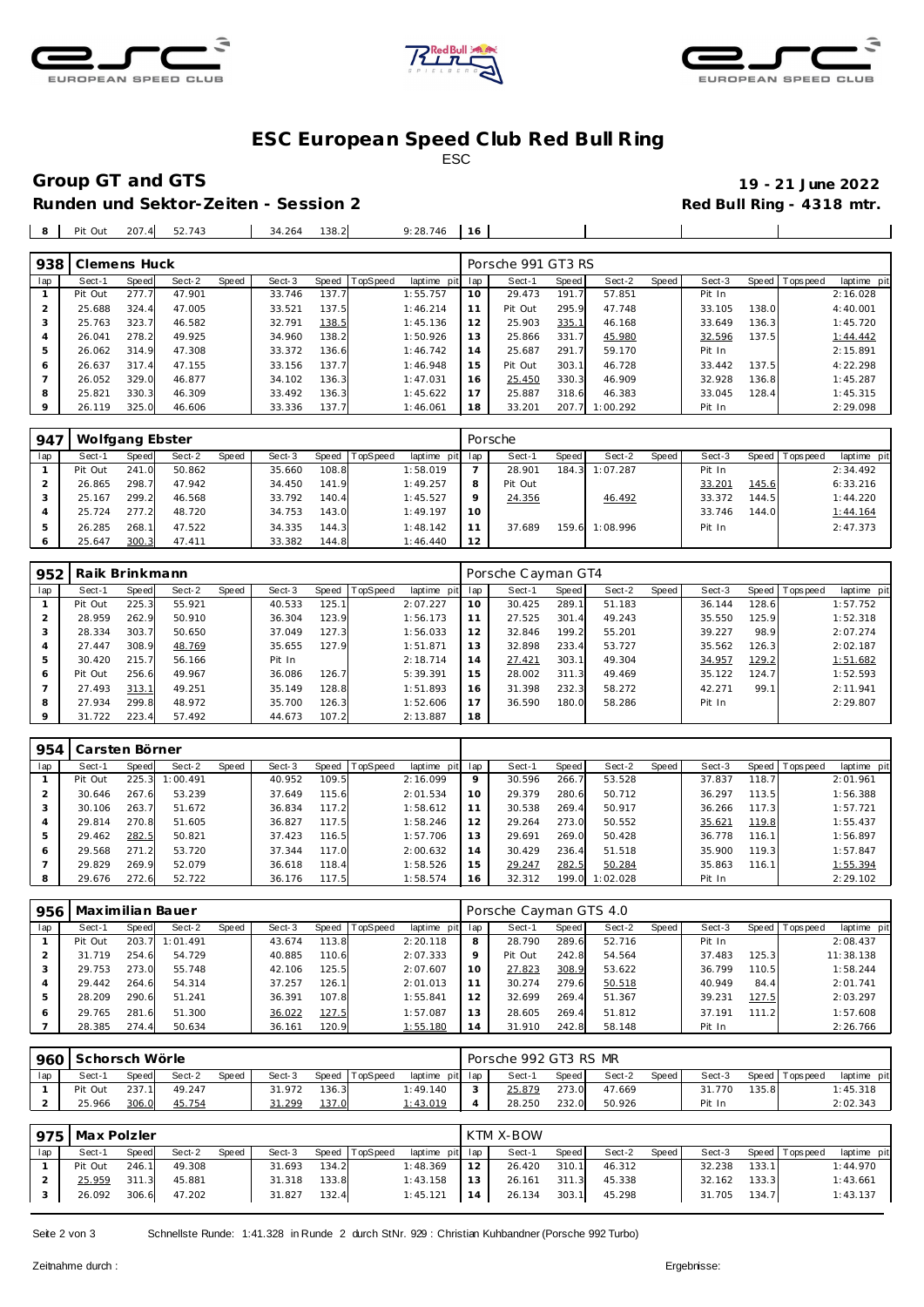# ESC European Speed Club Red Bull Ring

ESC

## Group GT and GTS

**19 - 21 June 2022**

**Runden und Sektor-Zeiten - Session 2**

**Red Bull Ring - 4318 mtr.**

| 8 | Pit Out | 207.4 | 52.743 | | 34.264 | 138.2 | | 9:28.746 | 16 | | | | | | | | |
|---|---|---|---|---|---|---|---|---|---|---|---|---|---|---|---|---|---|

| 938 | Clemens Huck | | | | | | | | Porsche 991 GT3 RS | | | | | | | | |
|---|---|---|---|---|---|---|---|---|---|---|---|---|---|---|---|---|---|
| lap | Sect-1 | Speed | Sect-2 | Speed | Sect-3 | Speed | TopSpeed | laptime pit | lap | Sect-1 | Speed | Sect-2 | Speed | Sect-3 | Speed | Topspeed | laptime pit |
| 1 | Pit Out | 277.7 | 47.901 | | 33.746 | 137.7 | | 1:55.757 | 10 | 29.473 | 191.7 | 57.851 | | Pit In | | | 2:16.028 |
| 2 | 25.688 | 324.4 | 47.005 | | 33.521 | 137.5 | | 1:46.214 | 11 | Pit Out | 295.9 | 47.748 | | 33.105 | 138.0 | | 4:40.001 |
| 3 | 25.763 | 323.7 | 46.582 | | 32.791 | 138.5 | | 1:45.136 | 12 | 25.903 | 335.1 | 46.168 | | 33.649 | 136.3 | | 1:45.720 |
| 4 | 26.041 | 278.2 | 49.925 | | 34.960 | 138.2 | | 1:50.926 | 13 | 25.866 | 331.7 | 45.980 | | 32.596 | 137.5 | | 1:44.442 |
| 5 | 26.062 | 314.9 | 47.308 | | 33.372 | 136.6 | | 1:46.742 | 14 | 25.687 | 291.7 | 59.170 | | Pit In | | | 2:15.891 |
| 6 | 26.637 | 317.4 | 47.155 | | 33.156 | 137.7 | | 1:46.948 | 15 | Pit Out | 303.1 | 46.728 | | 33.442 | 137.5 | | 4:22.298 |
| 7 | 26.052 | 329.0 | 46.877 | | 34.102 | 136.3 | | 1:47.031 | 16 | 25.450 | 330.3 | 46.909 | | 32.928 | 136.8 | | 1:45.287 |
| 8 | 25.821 | 330.3 | 46.309 | | 33.492 | 136.3 | | 1:45.622 | 17 | 25.887 | 318.6 | 46.383 | | 33.045 | 128.4 | | 1:45.315 |
| 9 | 26.119 | 325.0 | 46.606 | | 33.336 | 137.7 | | 1:46.061 | 18 | 33.201 | 207.7 | 1:00.292 | | Pit In | | | 2:29.098 |

| 947 | Wolfgang Ebster | | | | | | | | Porsche | | | | | | | | |
|---|---|---|---|---|---|---|---|---|---|---|---|---|---|---|---|---|---|
| lap | Sect-1 | Speed | Sect-2 | Speed | Sect-3 | Speed | TopSpeed | laptime pit | lap | Sect-1 | Speed | Sect-2 | Speed | Sect-3 | Speed | Topspeed | laptime pit |
| 1 | Pit Out | 241.0 | 50.862 | | 35.660 | 108.8 | | 1:58.019 | 7 | 28.901 | 184.3 | 1:07.287 | | Pit In | | | 2:34.492 |
| 2 | 26.865 | 298.7 | 47.942 | | 34.450 | 141.9 | | 1:49.257 | 8 | Pit Out | | | | 33.201 | 145.6 | | 6:33.216 |
| 3 | 25.167 | 299.2 | 46.568 | | 33.792 | 140.4 | | 1:45.527 | 9 | 24.356 | | 46.492 | | 33.372 | 144.5 | | 1:44.220 |
| 4 | 25.724 | 277.2 | 48.720 | | 34.753 | 143.0 | | 1:49.197 | 10 | | | | | 33.746 | 144.0 | | 1:44.164 |
| 5 | 26.285 | 268.1 | 47.522 | | 34.335 | 144.3 | | 1:48.142 | 11 | 37.689 | 159.6 | 1:08.996 | | Pit In | | | 2:47.373 |
| 6 | 25.647 | 300.3 | 47.411 | | 33.382 | 144.8 | | 1:46.440 | 12 | | | | | | | | |

| 952 | Raik Brinkmann | | | | | | | | Porsche Cayman GT4 | | | | | | | | |
|---|---|---|---|---|---|---|---|---|---|---|---|---|---|---|---|---|---|
| lap | Sect-1 | Speed | Sect-2 | Speed | Sect-3 | Speed | TopSpeed | laptime pit | lap | Sect-1 | Speed | Sect-2 | Speed | Sect-3 | Speed | Topspeed | laptime pit |
| 1 | Pit Out | 225.3 | 55.921 | | 40.533 | 125.1 | | 2:07.227 | 10 | 30.425 | 289.1 | 51.183 | | 36.144 | 128.6 | | 1:57.752 |
| 2 | 28.959 | 262.9 | 50.910 | | 36.304 | 123.9 | | 1:56.173 | 11 | 27.525 | 301.4 | 49.243 | | 35.550 | 125.9 | | 1:52.318 |
| 3 | 28.334 | 303.7 | 50.650 | | 37.049 | 127.3 | | 1:56.033 | 12 | 32.846 | 199.2 | 55.201 | | 39.227 | 98.9 | | 2:07.274 |
| 4 | 27.447 | 308.9 | 48.769 | | 35.655 | 127.9 | | 1:51.871 | 13 | 32.898 | 233.4 | 53.727 | | 35.562 | 126.3 | | 2:02.187 |
| 5 | 30.420 | 215.7 | 56.166 | | Pit In | | | 2:18.714 | 14 | 27.421 | 303.1 | 49.304 | | 34.957 | 129.2 | | 1:51.682 |
| 6 | Pit Out | 256.6 | 49.967 | | 36.086 | 126.7 | | 5:39.391 | 15 | 28.002 | 311.3 | 49.469 | | 35.122 | 124.7 | | 1:52.593 |
| 7 | 27.493 | 313.1 | 49.251 | | 35.149 | 128.8 | | 1:51.893 | 16 | 31.398 | 232.3 | 58.272 | | 42.271 | 99.1 | | 2:11.941 |
| 8 | 27.934 | 299.8 | 48.972 | | 35.700 | 126.3 | | 1:52.606 | 17 | 36.590 | 180.0 | 58.286 | | Pit In | | | 2:29.807 |
| 9 | 31.722 | 223.4 | 57.492 | | 44.673 | 107.2 | | 2:13.887 | 18 | | | | | | | | |

| 954 | Carsten Börner | | | | | | | | | | | | | | | | |
|---|---|---|---|---|---|---|---|---|---|---|---|---|---|---|---|---|---|
| lap | Sect-1 | Speed | Sect-2 | Speed | Sect-3 | Speed | TopSpeed | laptime pit | lap | Sect-1 | Speed | Sect-2 | Speed | Sect-3 | Speed | Topspeed | laptime pit |
| 1 | Pit Out | 225.3 | 1:00.491 | | 40.952 | 109.5 | | 2:16.099 | 9 | 30.596 | 266.7 | 53.528 | | 37.837 | 118.7 | | 2:01.961 |
| 2 | 30.646 | 267.6 | 53.239 | | 37.649 | 115.6 | | 2:01.534 | 10 | 29.379 | 280.6 | 50.712 | | 36.297 | 113.5 | | 1:56.388 |
| 3 | 30.106 | 263.7 | 51.672 | | 36.834 | 117.2 | | 1:58.612 | 11 | 30.538 | 269.4 | 50.917 | | 36.266 | 117.3 | | 1:57.721 |
| 4 | 29.814 | 270.8 | 51.605 | | 36.827 | 117.5 | | 1:58.246 | 12 | 29.264 | 273.0 | 50.552 | | 35.621 | 119.8 | | 1:55.437 |
| 5 | 29.462 | 282.5 | 50.821 | | 37.423 | 116.5 | | 1:57.706 | 13 | 29.691 | 269.0 | 50.428 | | 36.778 | 116.1 | | 1:56.897 |
| 6 | 29.568 | 271.2 | 53.720 | | 37.344 | 117.0 | | 2:00.632 | 14 | 30.429 | 236.4 | 51.518 | | 35.900 | 119.3 | | 1:57.847 |
| 7 | 29.829 | 269.9 | 52.079 | | 36.618 | 118.4 | | 1:58.526 | 15 | 29.247 | 282.5 | 50.284 | | 35.863 | 116.1 | | 1:55.394 |
| 8 | 29.676 | 272.6 | 52.722 | | 36.176 | 117.5 | | 1:58.574 | 16 | 32.312 | 199.0 | 1:02.028 | | Pit In | | | 2:29.102 |

| 956 | Maximilian Bauer | | | | | | | | Porsche Cayman GTS 4.0 | | | | | | | | |
|---|---|---|---|---|---|---|---|---|---|---|---|---|---|---|---|---|---|
| lap | Sect-1 | Speed | Sect-2 | Speed | Sect-3 | Speed | TopSpeed | laptime pit | lap | Sect-1 | Speed | Sect-2 | Speed | Sect-3 | Speed | Topspeed | laptime pit |
| 1 | Pit Out | 203.7 | 1:01.491 | | 43.674 | 113.8 | | 2:20.118 | 8 | 28.790 | 289.6 | 52.716 | | Pit In | | | 2:08.437 |
| 2 | 31.719 | 254.6 | 54.729 | | 40.885 | 110.6 | | 2:07.333 | 9 | Pit Out | 242.8 | 54.564 | | 37.483 | 125.3 | | 11:38.138 |
| 3 | 29.753 | 273.0 | 55.748 | | 42.106 | 125.5 | | 2:07.607 | 10 | 27.823 | 308.9 | 53.622 | | 36.799 | 110.5 | | 1:58.244 |
| 4 | 29.442 | 264.6 | 54.314 | | 37.257 | 126.1 | | 2:01.013 | 11 | 30.274 | 279.6 | 50.518 | | 40.949 | 84.4 | | 2:01.741 |
| 5 | 28.209 | 290.6 | 51.241 | | 36.391 | 107.8 | | 1:55.841 | 12 | 32.699 | 269.4 | 51.367 | | 39.231 | 127.5 | | 2:03.297 |
| 6 | 29.765 | 281.6 | 51.300 | | 36.022 | 127.5 | | 1:57.087 | 13 | 28.605 | 269.4 | 51.812 | | 37.191 | 111.2 | | 1:57.608 |
| 7 | 28.385 | 274.4 | 50.634 | | 36.161 | 120.9 | | 1:55.180 | 14 | 31.910 | 242.8 | 58.148 | | Pit In | | | 2:26.766 |

| 960 | Schorsch Wörle | | | | | | | | Porsche 992 GT3 RS MR | | | | | | | | |
|---|---|---|---|---|---|---|---|---|---|---|---|---|---|---|---|---|---|
| lap | Sect-1 | Speed | Sect-2 | Speed | Sect-3 | Speed | TopSpeed | laptime pit | lap | Sect-1 | Speed | Sect-2 | Speed | Sect-3 | Speed | Topspeed | laptime pit |
| 1 | Pit Out | 237.1 | 49.247 | | 31.972 | 136.3 | | 1:49.140 | 3 | 25.879 | 273.0 | 47.669 | | 31.770 | 135.8 | | 1:45.318 |
| 2 | 25.966 | 306.0 | 45.754 | | 31.299 | 137.0 | | 1:43.019 | 4 | 28.250 | 232.0 | 50.926 | | Pit In | | | 2:02.343 |

| 975 | Max Polzler | | | | | | | | KTM X-BOW | | | | | | | | |
|---|---|---|---|---|---|---|---|---|---|---|---|---|---|---|---|---|---|
| lap | Sect-1 | Speed | Sect-2 | Speed | Sect-3 | Speed | TopSpeed | laptime pit | lap | Sect-1 | Speed | Sect-2 | Speed | Sect-3 | Speed | Topspeed | laptime pit |
| 1 | Pit Out | 246.1 | 49.308 | | 31.693 | 134.2 | | 1:48.369 | 12 | 26.420 | 310.1 | 46.312 | | 32.238 | 133.1 | | 1:44.970 |
| 2 | 25.959 | 311.3 | 45.881 | | 31.318 | 133.8 | | 1:43.158 | 13 | 26.161 | 311.3 | 45.338 | | 32.162 | 133.3 | | 1:43.661 |
| 3 | 26.092 | 306.6 | 47.202 | | 31.827 | 132.4 | | 1:45.121 | 14 | 26.134 | 303.1 | 45.298 | | 31.705 | 134.7 | | 1:43.137 |

Schnellste Runde: 1:41.328 in Runde 2 durch StNr. 929 : Christian Kuhbandner (Porsche 992 Turbo)

Zeitnahme durch :

Ergebnisse: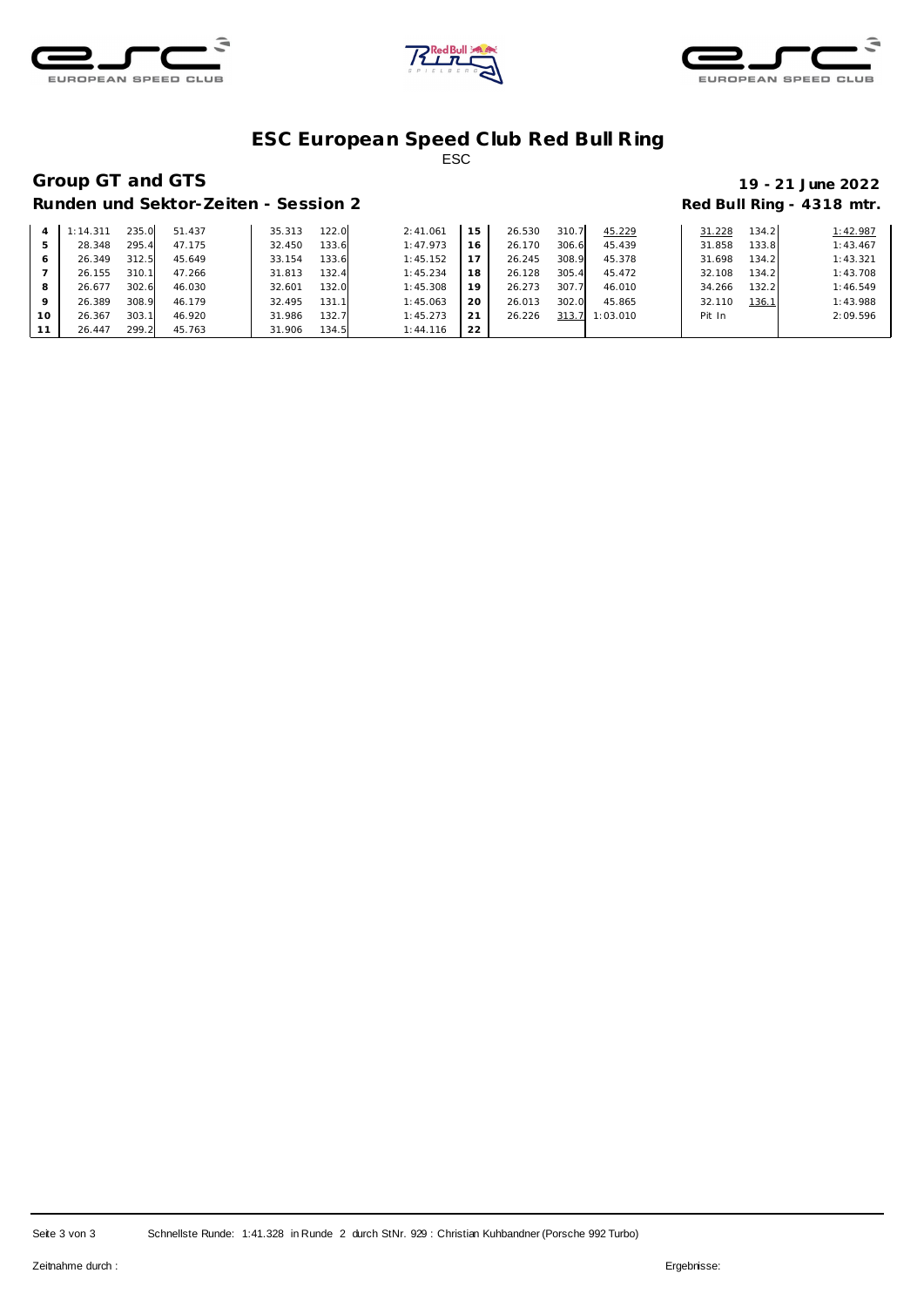# ESC European Speed Club Red Bull Ring

ESC

## Group GT and GTS

**19 - 21 June 2022**

### Runden und Sektor-Zeiten - Session 2

**Red Bull Ring - 4318 mtr.**

| | | | | | | | | | | | | | | |
|---|---|---|---|---|---|---|---|---|---|---|---|---|---|---|
| 4 | 1:14.311 | 235.0 | 51.437 | 35.313 | 122.0 | 2:41.061 | 15 | 26.530 | 310.7 | 45.229 | 31.228 | 134.2 | 1:42.987 |
| 5 | 28.348 | 295.4 | 47.175 | 32.450 | 133.6 | 1:47.973 | 16 | 26.170 | 306.6 | 45.439 | 31.858 | 133.8 | 1:43.467 |
| 6 | 26.349 | 312.5 | 45.649 | 33.154 | 133.6 | 1:45.152 | 17 | 26.245 | 308.9 | 45.378 | 31.698 | 134.2 | 1:43.321 |
| 7 | 26.155 | 310.1 | 47.266 | 31.813 | 132.4 | 1:45.234 | 18 | 26.128 | 305.4 | 45.472 | 32.108 | 134.2 | 1:43.708 |
| 8 | 26.677 | 302.6 | 46.030 | 32.601 | 132.0 | 1:45.308 | 19 | 26.273 | 307.7 | 46.010 | 34.266 | 132.2 | 1:46.549 |
| 9 | 26.389 | 308.9 | 46.179 | 32.495 | 131.1 | 1:45.063 | 20 | 26.013 | 302.0 | 45.865 | 32.110 | 136.1 | 1:43.988 |
| 10 | 26.367 | 303.1 | 46.920 | 31.986 | 132.7 | 1:45.273 | 21 | 26.226 | 313.7 | 1:03.010 | Pit In | | 2:09.596 |
| 11 | 26.447 | 299.2 | 45.763 | 31.906 | 134.5 | 1:44.116 | 22 | | | | | | |

Schnellste Runde: 1:41.328 in Runde 2 durch StNr. 929 : Christian Kuhbandner (Porsche 992 Turbo)

Zeitnahme durch :

Ergebnisse: